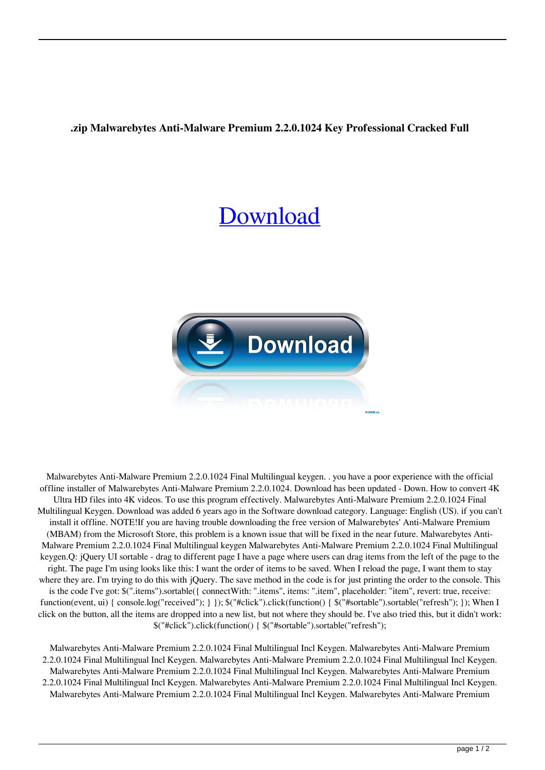**.zip Malwarebytes Anti-Malware Premium 2.2.0.1024 Key Professional Cracked Full**

Download

Malwarebytes Anti-Malware Premium 2.2.0.1024 Final Multilingual keygen. . you have a poor experience with the official offline installer of Malwarebytes Anti-Malware Premium 2.2.0.1024. Download has been updated - Down. How to convert 4K Ultra HD files into 4K videos. To use this program effectively. Malwarebytes Anti-Malware Premium 2.2.0.1024 Final Multilingual Keygen. Download was added 6 years ago in the Software download category. Language: English (US). if you can't install it offline. NOTE!If you are having trouble downloading the free version of Malwarebytes' Anti-Malware Premium (MBAM) from the Microsoft Store, this problem is a known issue that will be fixed in the near future. Malwarebytes Anti-Malware Premium 2.2.0.1024 Final Multilingual keygen Malwarebytes Anti-Malware Premium 2.2.0.1024 Final Multilingual keygen.Q: jQuery UI sortable - drag to different page I have a page where users can drag items from the left of the page to the right. The page I'm using looks like this: I want the order of items to be saved. When I reload the page, I want them to stay where they are. I'm trying to do this with jQuery. The save method in the code is for just printing the order to the console. This is the code I've got: $(".items").sortable({ connectWith: ".items", items: ".item", placeholder: "item", revert: true, receive: function(event, ui) { console.log("received"); } }); $("#click").click(function() { $("#sortable").sortable("refresh"); }); When I click on the button, all the items are dropped into a new list, but not where they should be. I've also tried this, but it didn't work: $("#click").click(function() { $("#sortable").sortable("refresh");

Malwarebytes Anti-Malware Premium 2.2.0.1024 Final Multilingual Incl Keygen. Malwarebytes Anti-Malware Premium 2.2.0.1024 Final Multilingual Incl Keygen. Malwarebytes Anti-Malware Premium 2.2.0.1024 Final Multilingual Incl Keygen. Malwarebytes Anti-Malware Premium 2.2.0.1024 Final Multilingual Incl Keygen. Malwarebytes Anti-Malware Premium 2.2.0.1024 Final Multilingual Incl Keygen. Malwarebytes Anti-Malware Premium 2.2.0.1024 Final Multilingual Incl Keygen. Malwarebytes Anti-Malware Premium 2.2.0.1024 Final Multilingual Incl Keygen. Malwarebytes Anti-Malware Premium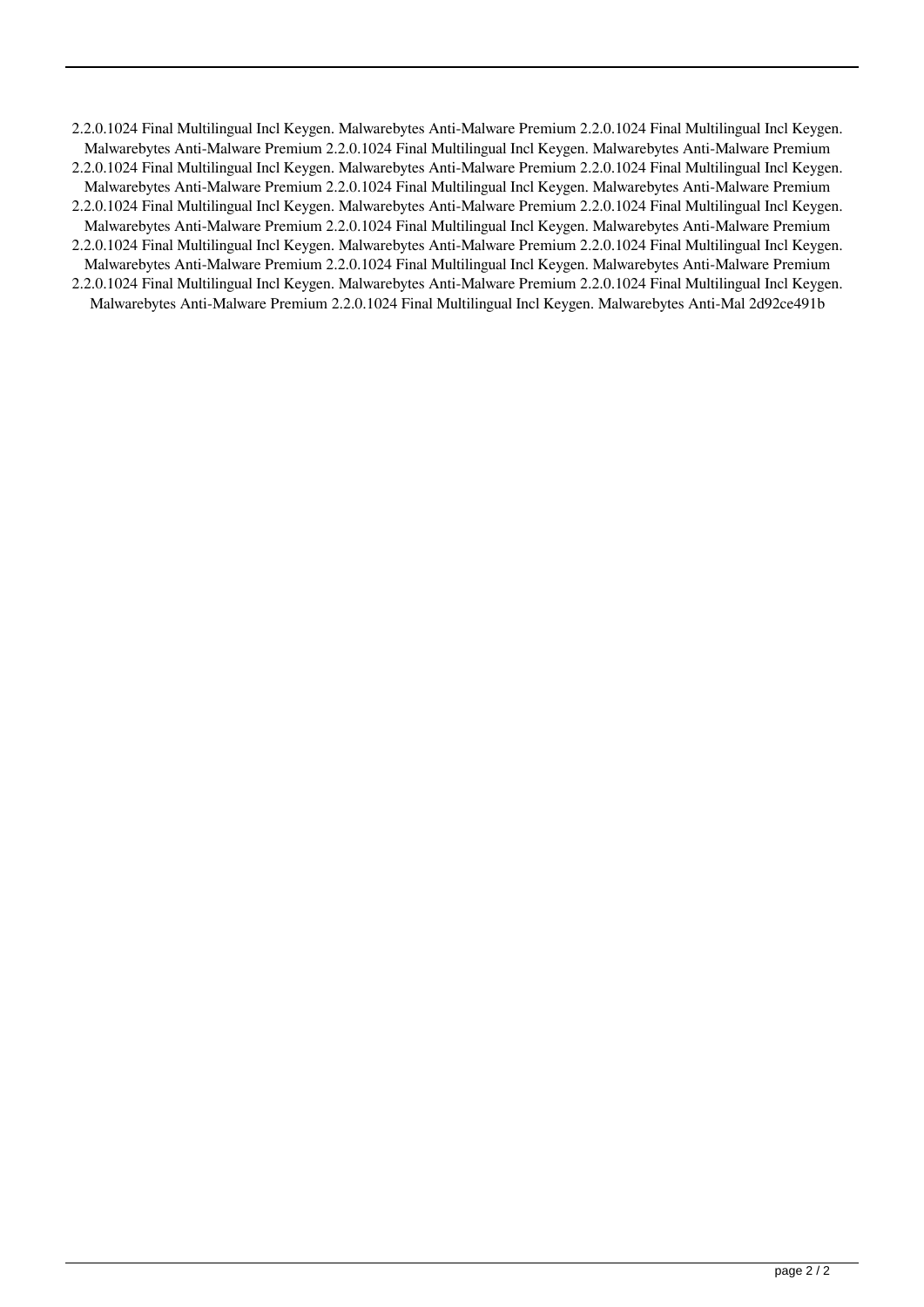2.2.0.1024 Final Multilingual Incl Keygen. Malwarebytes Anti-Malware Premium 2.2.0.1024 Final Multilingual Incl Keygen. Malwarebytes Anti-Malware Premium 2.2.0.1024 Final Multilingual Incl Keygen. Malwarebytes Anti-Malware Premium 2.2.0.1024 Final Multilingual Incl Keygen. Malwarebytes Anti-Malware Premium 2.2.0.1024 Final Multilingual Incl Keygen. Malwarebytes Anti-Malware Premium 2.2.0.1024 Final Multilingual Incl Keygen. Malwarebytes Anti-Malware Premium 2.2.0.1024 Final Multilingual Incl Keygen. Malwarebytes Anti-Malware Premium 2.2.0.1024 Final Multilingual Incl Keygen. Malwarebytes Anti-Malware Premium 2.2.0.1024 Final Multilingual Incl Keygen. Malwarebytes Anti-Malware Premium 2.2.0.1024 Final Multilingual Incl Keygen. Malwarebytes Anti-Malware Premium 2.2.0.1024 Final Multilingual Incl Keygen. Malwarebytes Anti-Malware Premium 2.2.0.1024 Final Multilingual Incl Keygen. Malwarebytes Anti-Malware Premium 2.2.0.1024 Final Multilingual Incl Keygen. Malwarebytes Anti-Malware Premium 2.2.0.1024 Final Multilingual Incl Keygen. Malwarebytes Anti-Malware Premium 2.2.0.1024 Final Multilingual Incl Keygen. Malwarebytes Anti-Mal 2d92ce491b